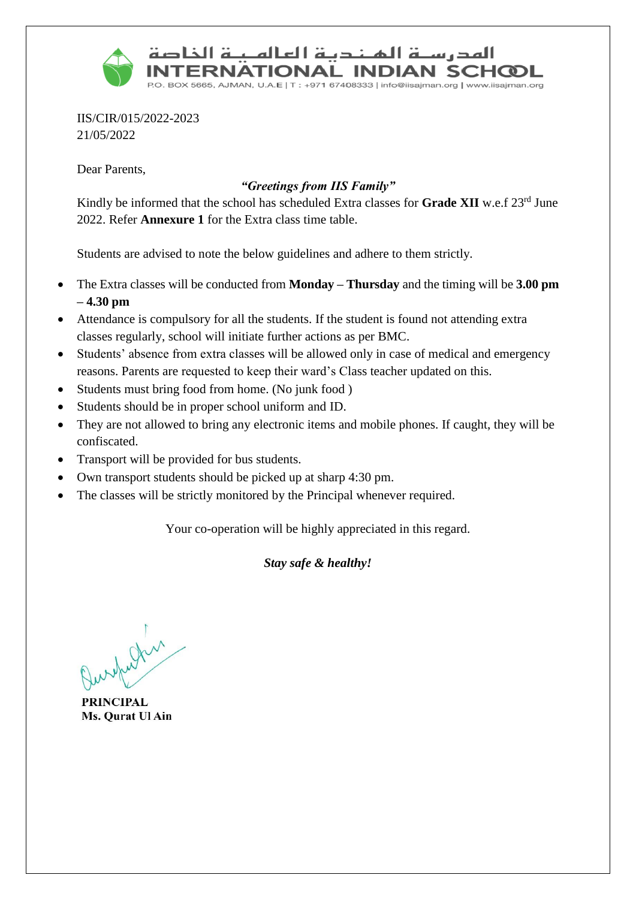المدرسة الهندية العالمية الخاصة

**INTERNATIONAL INDIAN SCHOOL**

P.O. BOX 5665, AJMAN, U.A.E | T : +971 67408333 | info@iisajman.org | www.iisajman.org

IIS/CIR/015/2022-2023
21/05/2022

Dear Parents,

***"Greetings from IIS Family"***

Kindly be informed that the school has scheduled Extra classes for **Grade XII** w.e.f 23rd June 2022. Refer **Annexure 1** for the Extra class time table.

Students are advised to note the below guidelines and adhere to them strictly.

- The Extra classes will be conducted from **Monday – Thursday** and the timing will be **3.00 pm – 4.30 pm**
- Attendance is compulsory for all the students. If the student is found not attending extra classes regularly, school will initiate further actions as per BMC.
- Students' absence from extra classes will be allowed only in case of medical and emergency reasons. Parents are requested to keep their ward's Class teacher updated on this.
- Students must bring food from home. (No junk food )
- Students should be in proper school uniform and ID.
- They are not allowed to bring any electronic items and mobile phones. If caught, they will be confiscated.
- Transport will be provided for bus students.
- Own transport students should be picked up at sharp 4:30 pm.
- The classes will be strictly monitored by the Principal whenever required.

Your co-operation will be highly appreciated in this regard.

***Stay safe & healthy!***

**PRINCIPAL**
**Ms. Qurat Ul Ain**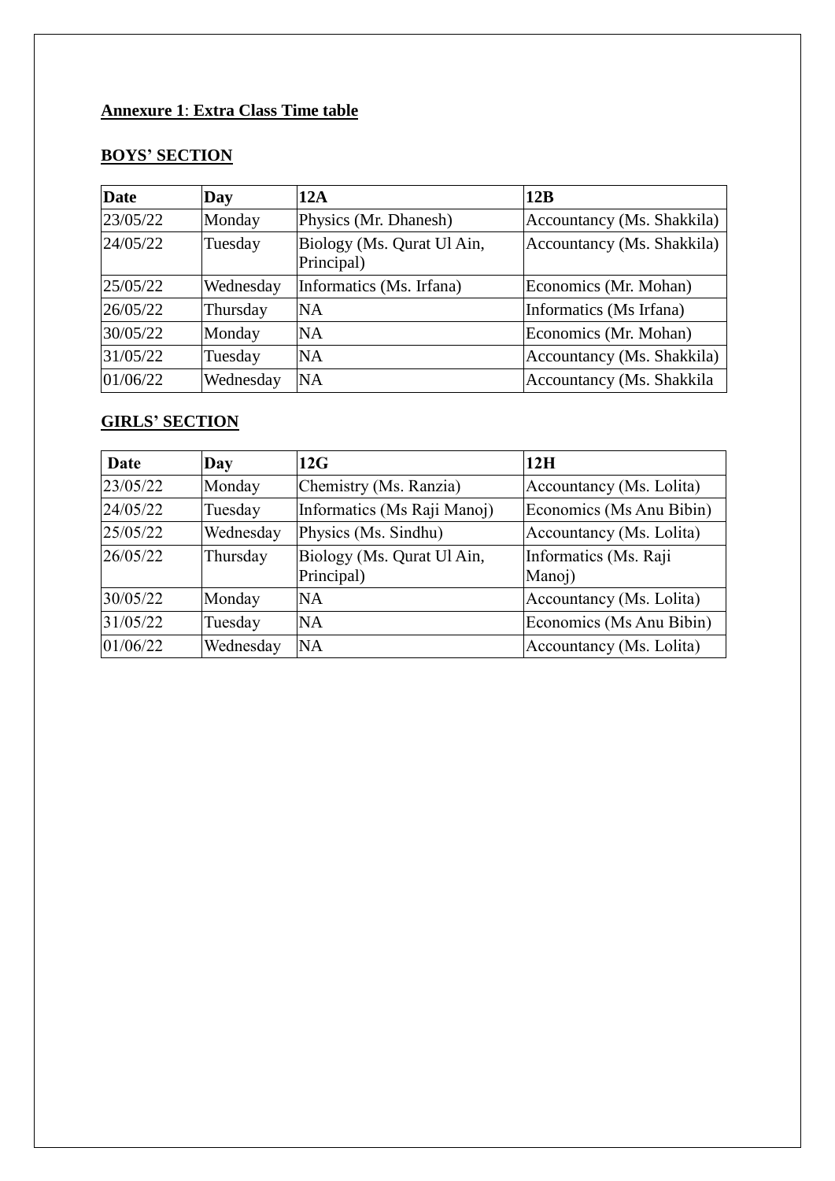**Annexure 1**: **Extra Class Time table**

**BOYS' SECTION**

| **Date** | **Day** | **12A** | **12B** |
|---|---|---|---|
| 23/05/22 | Monday | Physics (Mr. Dhanesh) | Accountancy (Ms. Shakkila) |
| 24/05/22 | Tuesday | Biology (Ms. Qurat Ul Ain, Principal) | Accountancy (Ms. Shakkila) |
| 25/05/22 | Wednesday | Informatics (Ms. Irfana) | Economics (Mr. Mohan) |
| 26/05/22 | Thursday | NA | Informatics (Ms Irfana) |
| 30/05/22 | Monday | NA | Economics (Mr. Mohan) |
| 31/05/22 | Tuesday | NA | Accountancy (Ms. Shakkila) |
| 01/06/22 | Wednesday | NA | Accountancy (Ms. Shakkila |

**GIRLS' SECTION**

| **Date** | **Day** | **12G** | **12H** |
|---|---|---|---|
| 23/05/22 | Monday | Chemistry (Ms. Ranzia) | Accountancy (Ms. Lolita) |
| 24/05/22 | Tuesday | Informatics (Ms Raji Manoj) | Economics (Ms Anu Bibin) |
| 25/05/22 | Wednesday | Physics (Ms. Sindhu) | Accountancy (Ms. Lolita) |
| 26/05/22 | Thursday | Biology (Ms. Qurat Ul Ain, Principal) | Informatics (Ms. Raji Manoj) |
| 30/05/22 | Monday | NA | Accountancy (Ms. Lolita) |
| 31/05/22 | Tuesday | NA | Economics (Ms Anu Bibin) |
| 01/06/22 | Wednesday | NA | Accountancy (Ms. Lolita) |